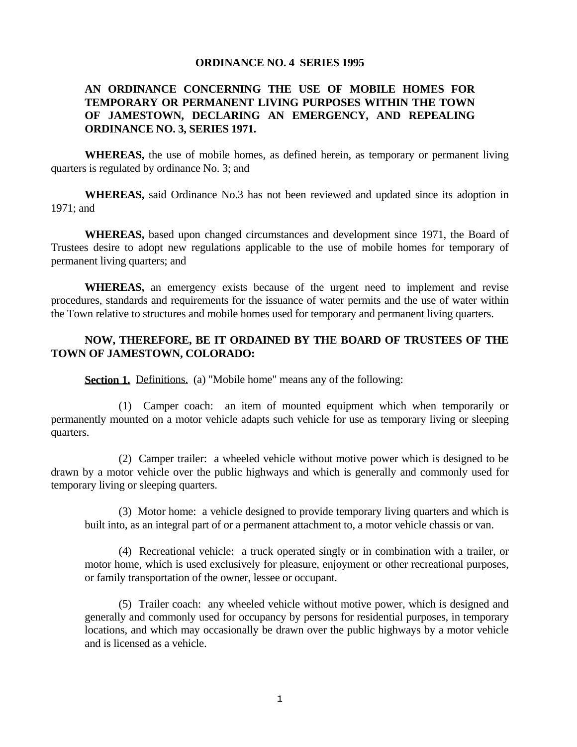**ORDINANCE NO. 4 SERIES 1995**

**AN ORDINANCE CONCERNING THE USE OF MOBILE HOMES FOR TEMPORARY OR PERMANENT LIVING PURPOSES WITHIN THE TOWN OF JAMESTOWN, DECLARING AN EMERGENCY, AND REPEALING ORDINANCE NO. 3, SERIES 1971.**

**WHEREAS,** the use of mobile homes, as defined herein, as temporary or permanent living quarters is regulated by ordinance No. 3; and

**WHEREAS,** said Ordinance No.3 has not been reviewed and updated since its adoption in 1971; and

**WHEREAS,** based upon changed circumstances and development since 1971, the Board of Trustees desire to adopt new regulations applicable to the use of mobile homes for temporary of permanent living quarters; and

**WHEREAS,** an emergency exists because of the urgent need to implement and revise procedures, standards and requirements for the issuance of water permits and the use of water within the Town relative to structures and mobile homes used for temporary and permanent living quarters.

**NOW, THEREFORE, BE IT ORDAINED BY THE BOARD OF TRUSTEES OF THE TOWN OF JAMESTOWN, COLORADO:**

**Section 1.** Definitions. (a) "Mobile home" means any of the following:

(1) Camper coach: an item of mounted equipment which when temporarily or permanently mounted on a motor vehicle adapts such vehicle for use as temporary living or sleeping quarters.

(2) Camper trailer: a wheeled vehicle without motive power which is designed to be drawn by a motor vehicle over the public highways and which is generally and commonly used for temporary living or sleeping quarters.

(3) Motor home: a vehicle designed to provide temporary living quarters and which is built into, as an integral part of or a permanent attachment to, a motor vehicle chassis or van.

(4) Recreational vehicle: a truck operated singly or in combination with a trailer, or motor home, which is used exclusively for pleasure, enjoyment or other recreational purposes, or family transportation of the owner, lessee or occupant.

(5) Trailer coach: any wheeled vehicle without motive power, which is designed and generally and commonly used for occupancy by persons for residential purposes, in temporary locations, and which may occasionally be drawn over the public highways by a motor vehicle and is licensed as a vehicle.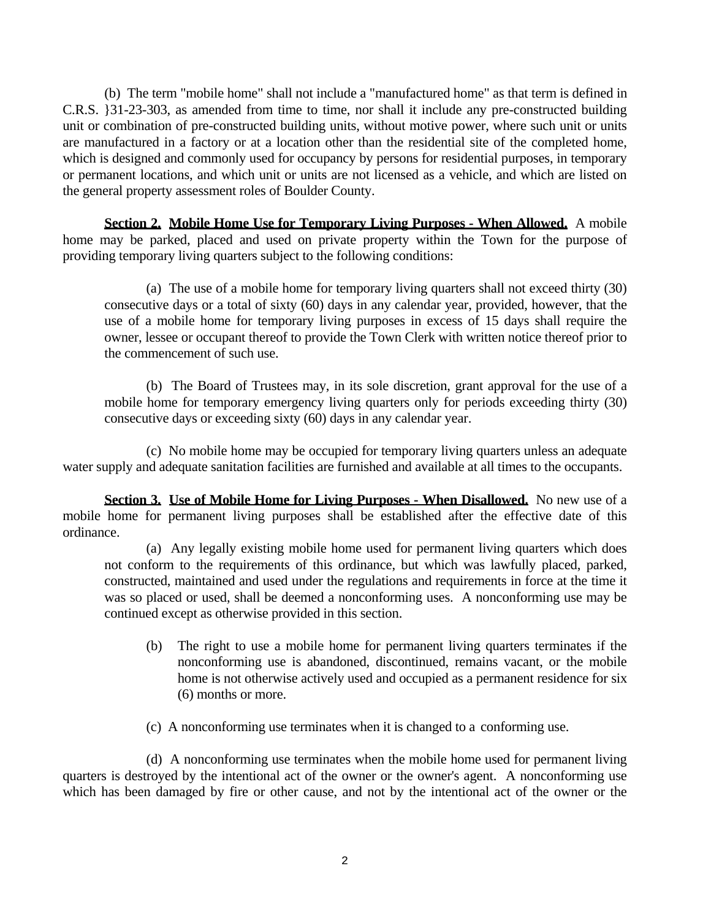(b) The term "mobile home" shall not include a "manufactured home" as that term is defined in C.R.S. }31-23-303, as amended from time to time, nor shall it include any pre-constructed building unit or combination of pre-constructed building units, without motive power, where such unit or units are manufactured in a factory or at a location other than the residential site of the completed home, which is designed and commonly used for occupancy by persons for residential purposes, in temporary or permanent locations, and which unit or units are not licensed as a vehicle, and which are listed on the general property assessment roles of Boulder County.

**Section 2. Mobile Home Use for Temporary Living Purposes - When Allowed.** A mobile home may be parked, placed and used on private property within the Town for the purpose of providing temporary living quarters subject to the following conditions:

> (a) The use of a mobile home for temporary living quarters shall not exceed thirty (30) consecutive days or a total of sixty (60) days in any calendar year, provided, however, that the use of a mobile home for temporary living purposes in excess of 15 days shall require the owner, lessee or occupant thereof to provide the Town Clerk with written notice thereof prior to the commencement of such use.
>
> (b) The Board of Trustees may, in its sole discretion, grant approval for the use of a mobile home for temporary emergency living quarters only for periods exceeding thirty (30) consecutive days or exceeding sixty (60) days in any calendar year.

(c) No mobile home may be occupied for temporary living quarters unless an adequate water supply and adequate sanitation facilities are furnished and available at all times to the occupants.

**Section 3. Use of Mobile Home for Living Purposes - When Disallowed.** No new use of a mobile home for permanent living purposes shall be established after the effective date of this ordinance.

> (a) Any legally existing mobile home used for permanent living quarters which does not conform to the requirements of this ordinance, but which was lawfully placed, parked, constructed, maintained and used under the regulations and requirements in force at the time it was so placed or used, shall be deemed a nonconforming uses. A nonconforming use may be continued except as otherwise provided in this section.
>
> (b) The right to use a mobile home for permanent living quarters terminates if the nonconforming use is abandoned, discontinued, remains vacant, or the mobile home is not otherwise actively used and occupied as a permanent residence for six (6) months or more.
>
> (c) A nonconforming use terminates when it is changed to a conforming use.

(d) A nonconforming use terminates when the mobile home used for permanent living quarters is destroyed by the intentional act of the owner or the owner's agent. A nonconforming use which has been damaged by fire or other cause, and not by the intentional act of the owner or the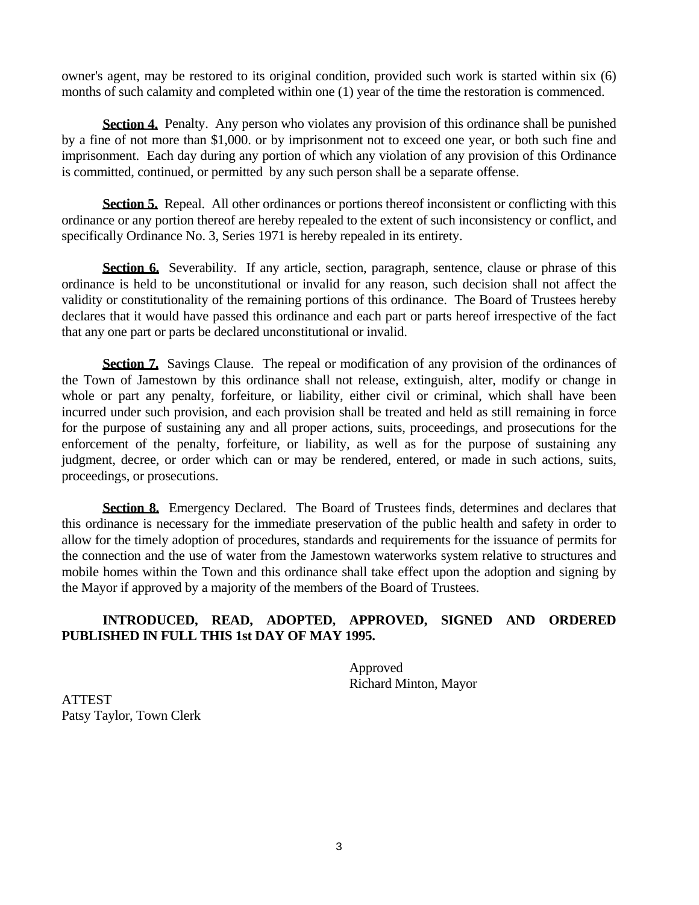owner's agent, may be restored to its original condition, provided such work is started within six (6) months of such calamity and completed within one (1) year of the time the restoration is commenced.

**Section 4.** Penalty. Any person who violates any provision of this ordinance shall be punished by a fine of not more than $1,000. or by imprisonment not to exceed one year, or both such fine and imprisonment. Each day during any portion of which any violation of any provision of this Ordinance is committed, continued, or permitted by any such person shall be a separate offense.

**Section 5.** Repeal. All other ordinances or portions thereof inconsistent or conflicting with this ordinance or any portion thereof are hereby repealed to the extent of such inconsistency or conflict, and specifically Ordinance No. 3, Series 1971 is hereby repealed in its entirety.

**Section 6.** Severability. If any article, section, paragraph, sentence, clause or phrase of this ordinance is held to be unconstitutional or invalid for any reason, such decision shall not affect the validity or constitutionality of the remaining portions of this ordinance. The Board of Trustees hereby declares that it would have passed this ordinance and each part or parts hereof irrespective of the fact that any one part or parts be declared unconstitutional or invalid.

**Section 7.** Savings Clause. The repeal or modification of any provision of the ordinances of the Town of Jamestown by this ordinance shall not release, extinguish, alter, modify or change in whole or part any penalty, forfeiture, or liability, either civil or criminal, which shall have been incurred under such provision, and each provision shall be treated and held as still remaining in force for the purpose of sustaining any and all proper actions, suits, proceedings, and prosecutions for the enforcement of the penalty, forfeiture, or liability, as well as for the purpose of sustaining any judgment, decree, or order which can or may be rendered, entered, or made in such actions, suits, proceedings, or prosecutions.

**Section 8.** Emergency Declared. The Board of Trustees finds, determines and declares that this ordinance is necessary for the immediate preservation of the public health and safety in order to allow for the timely adoption of procedures, standards and requirements for the issuance of permits for the connection and the use of water from the Jamestown waterworks system relative to structures and mobile homes within the Town and this ordinance shall take effect upon the adoption and signing by the Mayor if approved by a majority of the members of the Board of Trustees.

**INTRODUCED, READ, ADOPTED, APPROVED, SIGNED AND ORDERED PUBLISHED IN FULL THIS 1st DAY OF MAY 1995.**

Approved
Richard Minton, Mayor

ATTEST
Patsy Taylor, Town Clerk